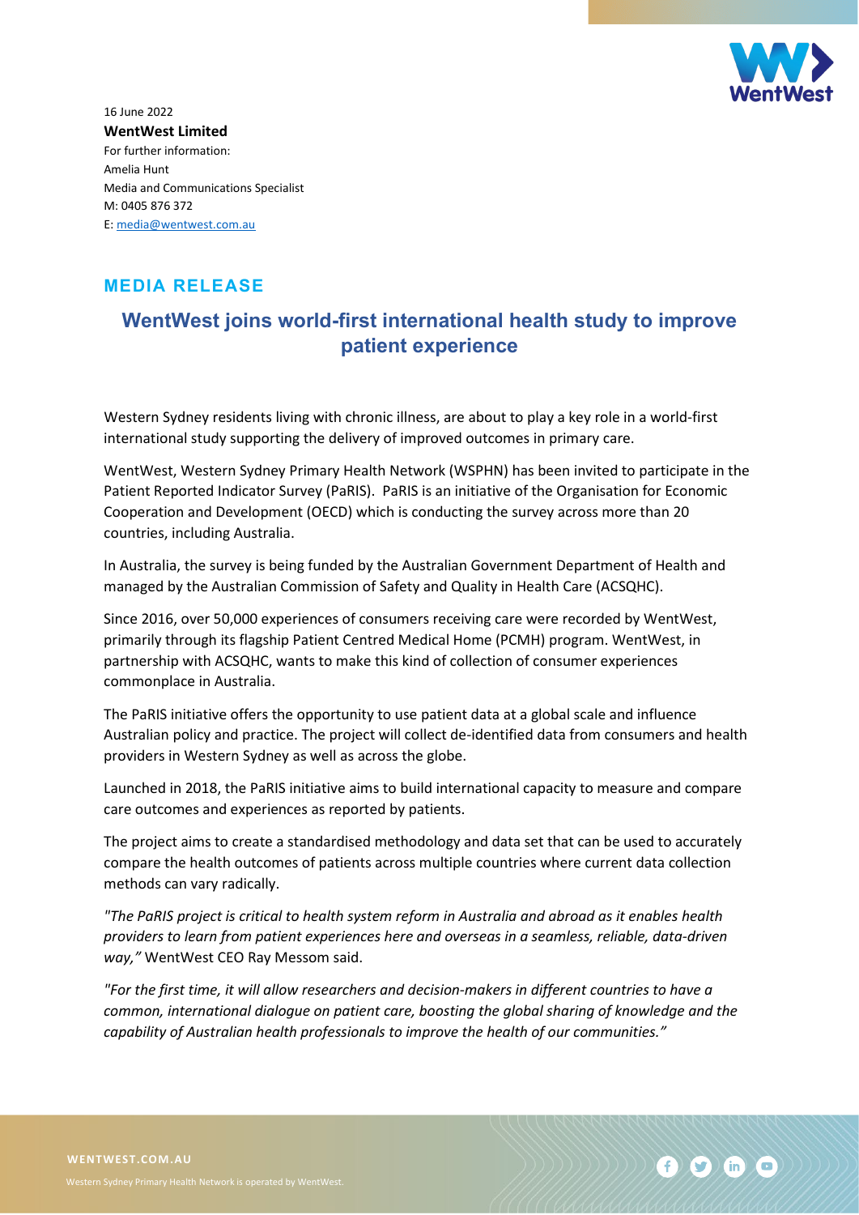16 June 2022

**WentWest Limited**

For further information:
Amelia Hunt
Media and Communications Specialist
M: 0405 876 372
E: media@wentwest.com.au

## MEDIA RELEASE

# WentWest joins world-first international health study to improve patient experience

Western Sydney residents living with chronic illness, are about to play a key role in a world-first international study supporting the delivery of improved outcomes in primary care.

WentWest, Western Sydney Primary Health Network (WSPHN) has been invited to participate in the Patient Reported Indicator Survey (PaRIS). PaRIS is an initiative of the Organisation for Economic Cooperation and Development (OECD) which is conducting the survey across more than 20 countries, including Australia.

In Australia, the survey is being funded by the Australian Government Department of Health and managed by the Australian Commission of Safety and Quality in Health Care (ACSQHC).

Since 2016, over 50,000 experiences of consumers receiving care were recorded by WentWest, primarily through its flagship Patient Centred Medical Home (PCMH) program. WentWest, in partnership with ACSQHC, wants to make this kind of collection of consumer experiences commonplace in Australia.

The PaRIS initiative offers the opportunity to use patient data at a global scale and influence Australian policy and practice. The project will collect de-identified data from consumers and health providers in Western Sydney as well as across the globe.

Launched in 2018, the PaRIS initiative aims to build international capacity to measure and compare care outcomes and experiences as reported by patients.

The project aims to create a standardised methodology and data set that can be used to accurately compare the health outcomes of patients across multiple countries where current data collection methods can vary radically.

*"The PaRIS project is critical to health system reform in Australia and abroad as it enables health providers to learn from patient experiences here and overseas in a seamless, reliable, data-driven way,"* WentWest CEO Ray Messom said.

*"For the first time, it will allow researchers and decision-makers in different countries to have a common, international dialogue on patient care, boosting the global sharing of knowledge and the capability of Australian health professionals to improve the health of our communities."*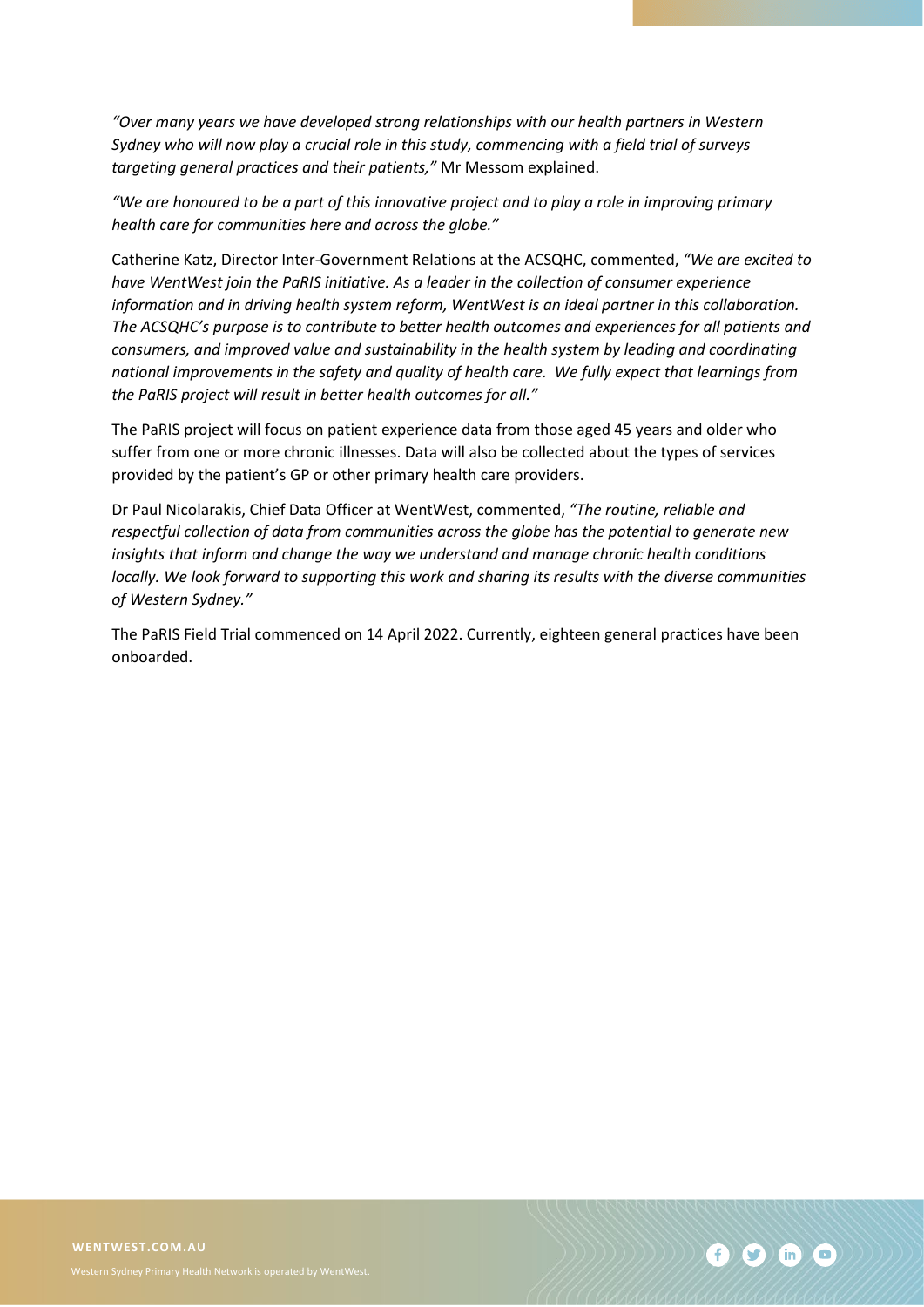*"Over many years we have developed strong relationships with our health partners in Western Sydney who will now play a crucial role in this study, commencing with a field trial of surveys targeting general practices and their patients,"* Mr Messom explained.

*"We are honoured to be a part of this innovative project and to play a role in improving primary health care for communities here and across the globe."*

Catherine Katz, Director Inter-Government Relations at the ACSQHC, commented, *"We are excited to have WentWest join the PaRIS initiative. As a leader in the collection of consumer experience information and in driving health system reform, WentWest is an ideal partner in this collaboration. The ACSQHC's purpose is to contribute to better health outcomes and experiences for all patients and consumers, and improved value and sustainability in the health system by leading and coordinating national improvements in the safety and quality of health care. We fully expect that learnings from the PaRIS project will result in better health outcomes for all."*

The PaRIS project will focus on patient experience data from those aged 45 years and older who suffer from one or more chronic illnesses. Data will also be collected about the types of services provided by the patient's GP or other primary health care providers.

Dr Paul Nicolarakis, Chief Data Officer at WentWest, commented, *"The routine, reliable and respectful collection of data from communities across the globe has the potential to generate new insights that inform and change the way we understand and manage chronic health conditions locally. We look forward to supporting this work and sharing its results with the diverse communities of Western Sydney."*

The PaRIS Field Trial commenced on 14 April 2022. Currently, eighteen general practices have been onboarded.